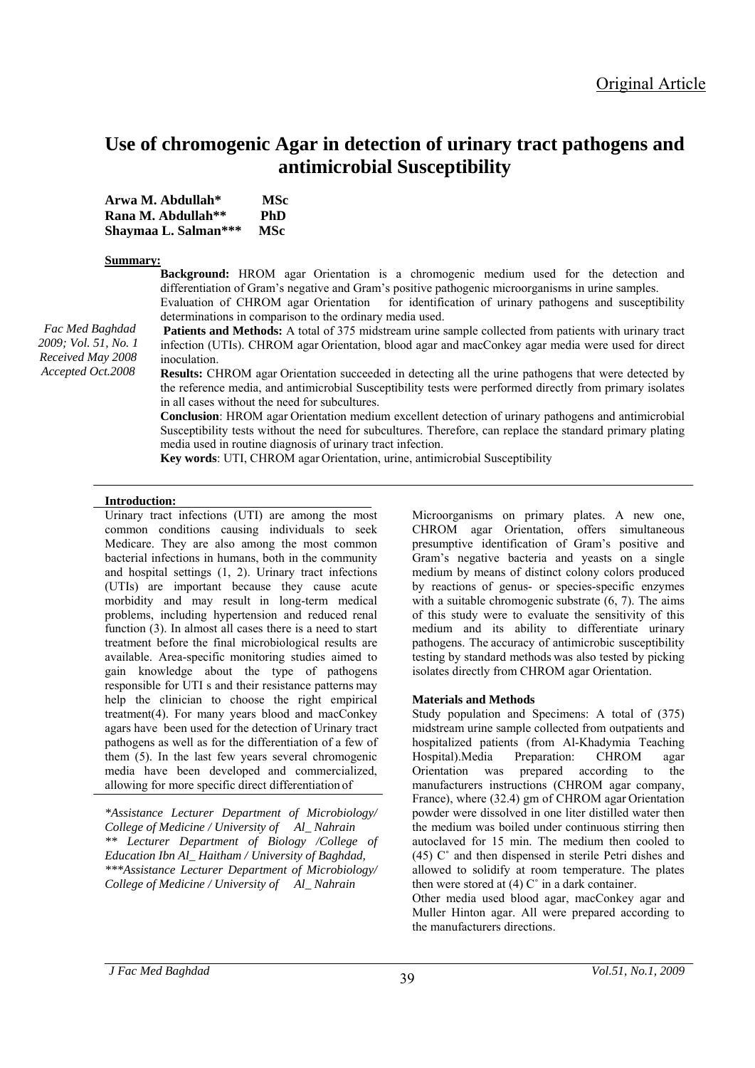Original Article

# Use of chromogenic Agar in detection of urinary tract pathogens and antimicrobial Susceptibility

**Arwa M. Abdullah\*** **MSc**
**Rana M. Abdullah\*\*** **PhD**
**Shaymaa L. Salman\*\*\*** **MSc**

*Fac Med Baghdad 2009; Vol. 51, No. 1*
*Received May 2008*
*Accepted Oct.2008*

**Summary:**

**Background:** HROM agar Orientation is a chromogenic medium used for the detection and differentiation of Gram's negative and Gram's positive pathogenic microorganisms in urine samples. Evaluation of CHROM agar Orientation for identification of urinary pathogens and susceptibility determinations in comparison to the ordinary media used.

**Patients and Methods:** A total of 375 midstream urine sample collected from patients with urinary tract infection (UTIs). CHROM agar Orientation, blood agar and macConkey agar media were used for direct inoculation.

**Results:** CHROM agar Orientation succeeded in detecting all the urine pathogens that were detected by the reference media, and antimicrobial Susceptibility tests were performed directly from primary isolates in all cases without the need for subcultures.

**Conclusion**: HROM agar Orientation medium excellent detection of urinary pathogens and antimicrobial Susceptibility tests without the need for subcultures. Therefore, can replace the standard primary plating media used in routine diagnosis of urinary tract infection.

**Key words**: UTI, CHROM agar Orientation, urine, antimicrobial Susceptibility

## Introduction:

Urinary tract infections (UTI) are among the most common conditions causing individuals to seek Medicare. They are also among the most common bacterial infections in humans, both in the community and hospital settings (1, 2). Urinary tract infections (UTIs) are important because they cause acute morbidity and may result in long-term medical problems, including hypertension and reduced renal function (3). In almost all cases there is a need to start treatment before the final microbiological results are available. Area-specific monitoring studies aimed to gain knowledge about the type of pathogens responsible for UTI s and their resistance patterns may help the clinician to choose the right empirical treatment(4). For many years blood and macConkey agars have been used for the detection of Urinary tract pathogens as well as for the differentiation of a few of them (5). In the last few years several chromogenic media have been developed and commercialized, allowing for more specific direct differentiation of Microorganisms on primary plates. A new one, CHROM agar Orientation, offers simultaneous presumptive identification of Gram's positive and Gram's negative bacteria and yeasts on a single medium by means of distinct colony colors produced by reactions of genus- or species-specific enzymes with a suitable chromogenic substrate (6, 7). The aims of this study were to evaluate the sensitivity of this medium and its ability to differentiate urinary pathogens. The accuracy of antimicrobic susceptibility testing by standard methods was also tested by picking isolates directly from CHROM agar Orientation.

*\*Assistance Lecturer Department of Microbiology/ College of Medicine / University of Al_ Nahrain*
*\*\* Lecturer Department of Biology /College of Education Ibn Al_ Haitham / University of Baghdad,*
*\*\*\*Assistance Lecturer Department of Microbiology/ College of Medicine / University of Al_ Nahrain*

## Materials and Methods

Study population and Specimens: A total of (375) midstream urine sample collected from outpatients and hospitalized patients (from Al-Khadymia Teaching Hospital).Media Preparation: CHROM agar Orientation was prepared according to the manufacturers instructions (CHROM agar company, France), where (32.4) gm of CHROM agar Orientation powder were dissolved in one liter distilled water then the medium was boiled under continuous stirring then autoclaved for 15 min. The medium then cooled to (45) C˚ and then dispensed in sterile Petri dishes and allowed to solidify at room temperature. The plates then were stored at (4) C˚ in a dark container.

Other media used blood agar, macConkey agar and Muller Hinton agar. All were prepared according to the manufacturers directions.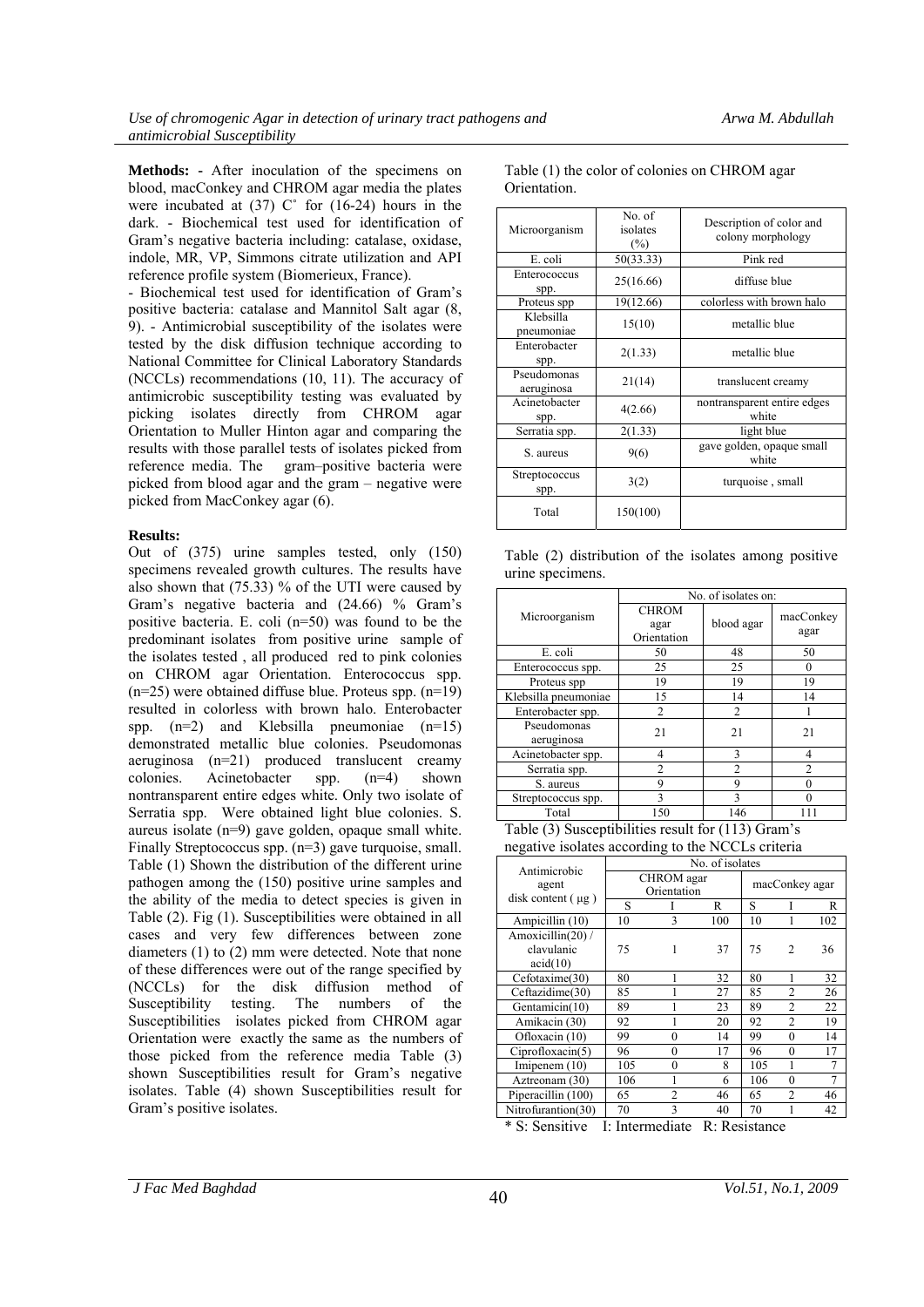**Methods:** - After inoculation of the specimens on blood, macConkey and CHROM agar media the plates were incubated at (37) C° for (16-24) hours in the dark. - Biochemical test used for identification of Gram's negative bacteria including: catalase, oxidase, indole, MR, VP, Simmons citrate utilization and API reference profile system (Biomerieux, France).

- Biochemical test used for identification of Gram's positive bacteria: catalase and Mannitol Salt agar (8, 9). - Antimicrobial susceptibility of the isolates were tested by the disk diffusion technique according to National Committee for Clinical Laboratory Standards (NCCLs) recommendations (10, 11). The accuracy of antimicrobic susceptibility testing was evaluated by picking isolates directly from CHROM agar Orientation to Muller Hinton agar and comparing the results with those parallel tests of isolates picked from reference media. The gram–positive bacteria were picked from blood agar and the gram – negative were picked from MacConkey agar (6).

**Results:**

Out of (375) urine samples tested, only (150) specimens revealed growth cultures. The results have also shown that (75.33) % of the UTI were caused by Gram's negative bacteria and (24.66) % Gram's positive bacteria. E. coli (n=50) was found to be the predominant isolates from positive urine sample of the isolates tested , all produced red to pink colonies on CHROM agar Orientation. Enterococcus spp. (n=25) were obtained diffuse blue. Proteus spp. (n=19) resulted in colorless with brown halo. Enterobacter spp. (n=2) and Klebsilla pneumoniae (n=15) demonstrated metallic blue colonies. Pseudomonas aeruginosa (n=21) produced translucent creamy colonies. Acinetobacter spp. (n=4) shown nontransparent entire edges white. Only two isolate of Serratia spp. Were obtained light blue colonies. S. aureus isolate (n=9) gave golden, opaque small white. Finally Streptococcus spp. (n=3) gave turquoise, small. Table (1) Shown the distribution of the different urine pathogen among the (150) positive urine samples and the ability of the media to detect species is given in Table (2). Fig (1). Susceptibilities were obtained in all cases and very few differences between zone diameters (1) to (2) mm were detected. Note that none of these differences were out of the range specified by (NCCLs) for the disk diffusion method of Susceptibility testing. The numbers of the Susceptibilities isolates picked from CHROM agar Orientation were exactly the same as the numbers of those picked from the reference media Table (3) shown Susceptibilities result for Gram's negative isolates. Table (4) shown Susceptibilities result for Gram's positive isolates.

Table (1) the color of colonies on CHROM agar Orientation.

| Microorganism | No. of isolates (%) | Description of color and colony morphology |
|---|---|---|
| E. coli | 50(33.33) | Pink red |
| Enterococcus spp. | 25(16.66) | diffuse blue |
| Proteus spp | 19(12.66) | colorless with brown halo |
| Klebsilla pneumoniae | 15(10) | metallic blue |
| Enterobacter spp. | 2(1.33) | metallic blue |
| Pseudomonas aeruginosa | 21(14) | translucent creamy |
| Acinetobacter spp. | 4(2.66) | nontransparent entire edges white |
| Serratia spp. | 2(1.33) | light blue |
| S. aureus | 9(6) | gave golden, opaque small white |
| Streptococcus spp. | 3(2) | turquoise , small |
| Total | 150(100) | |

Table (2) distribution of the isolates among positive urine specimens.

| Microorganism | No. of isolates on: | | |
|---|---|---|---|
| | CHROM agar Orientation | blood agar | macConkey agar |
| E. coli | 50 | 48 | 50 |
| Enterococcus spp. | 25 | 25 | 0 |
| Proteus spp | 19 | 19 | 19 |
| Klebsilla pneumoniae | 15 | 14 | 14 |
| Enterobacter spp. | 2 | 2 | 1 |
| Pseudomonas aeruginosa | 21 | 21 | 21 |
| Acinetobacter spp. | 4 | 3 | 4 |
| Serratia spp. | 2 | 2 | 2 |
| S. aureus | 9 | 9 | 0 |
| Streptococcus spp. | 3 | 3 | 0 |
| Total | 150 | 146 | 111 |

Table (3) Susceptibilities result for (113) Gram's negative isolates according to the NCCLs criteria

| Antimicrobic agent disk content ( µg ) | No. of isolates | | | | | |
|---|---|---|---|---|---|---|
| | CHROM agar Orientation | | | macConkey agar | | |
| | S | I | R | S | I | R |
| Ampicillin (10) | 10 | 3 | 100 | 10 | 1 | 102 |
| Amoxicillin(20) / clavulanic acid(10) | 75 | 1 | 37 | 75 | 2 | 36 |
| Cefotaxime(30) | 80 | 1 | 32 | 80 | 1 | 32 |
| Ceftazidime(30) | 85 | 1 | 27 | 85 | 2 | 26 |
| Gentamicin(10) | 89 | 1 | 23 | 89 | 2 | 22 |
| Amikacin (30) | 92 | 1 | 20 | 92 | 2 | 19 |
| Ofloxacin (10) | 99 | 0 | 14 | 99 | 0 | 14 |
| Ciprofloxacin(5) | 96 | 0 | 17 | 96 | 0 | 17 |
| Imipenem (10) | 105 | 0 | 8 | 105 | 1 | 7 |
| Aztreonam (30) | 106 | 1 | 6 | 106 | 0 | 7 |
| Piperacillin (100) | 65 | 2 | 46 | 65 | 2 | 46 |
| Nitrofurantion(30) | 70 | 3 | 40 | 70 | 1 | 42 |

* S: Sensitive I: Intermediate R: Resistance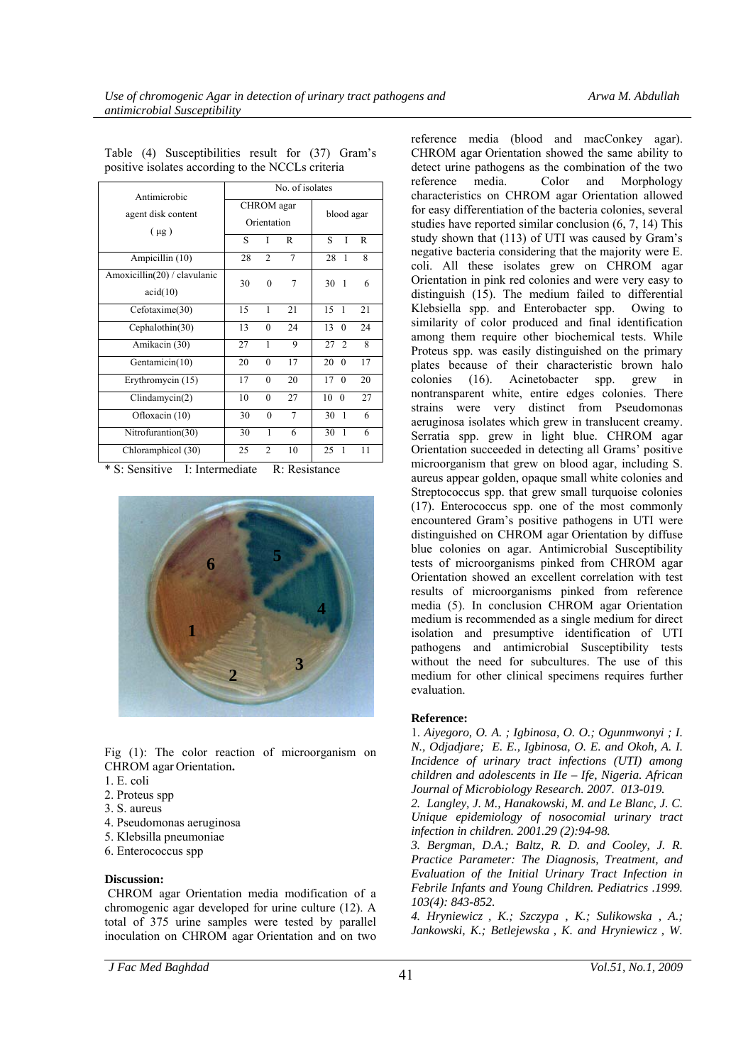Table (4) Susceptibilities result for (37) Gram's positive isolates according to the NCCLs criteria

| Antimicrobic agent disk content (μg) | No. of isolates | | | | | |
|---|---|---|---|---|---|---|
| | CHROM agar Orientation | | | blood agar | | |
| | S | I | R | S | I | R |
| Ampicillin (10) | 28 | 2 | 7 | 28 | 1 | 8 |
| Amoxicillin(20) / clavulanic acid(10) | 30 | 0 | 7 | 30 | 1 | 6 |
| Cefotaxime(30) | 15 | 1 | 21 | 15 | 1 | 21 |
| Cephalothin(30) | 13 | 0 | 24 | 13 | 0 | 24 |
| Amikacin (30) | 27 | 1 | 9 | 27 | 2 | 8 |
| Gentamicin(10) | 20 | 0 | 17 | 20 | 0 | 17 |
| Erythromycin (15) | 17 | 0 | 20 | 17 | 0 | 20 |
| Clindamycin(2) | 10 | 0 | 27 | 10 | 0 | 27 |
| Ofloxacin (10) | 30 | 0 | 7 | 30 | 1 | 6 |
| Nitrofurantion(30) | 30 | 1 | 6 | 30 | 1 | 6 |
| Chloramphicol (30) | 25 | 2 | 10 | 25 | 1 | 11 |

* S: Sensitive I: Intermediate R: Resistance

Fig (1): The color reaction of microorganism on CHROM agar Orientation**.**

1. E. coli
2. Proteus spp
3. S. aureus
4. Pseudomonas aeruginosa
5. Klebsilla pneumoniae
6. Enterococcus spp

**Discussion:**

CHROM agar Orientation media modification of a chromogenic agar developed for urine culture (12). A total of 375 urine samples were tested by parallel inoculation on CHROM agar Orientation and on two reference media (blood and macConkey agar). CHROM agar Orientation showed the same ability to detect urine pathogens as the combination of the two reference media. Color and Morphology characteristics on CHROM agar Orientation allowed for easy differentiation of the bacteria colonies, several studies have reported similar conclusion (6, 7, 14) This study shown that (113) of UTI was caused by Gram's negative bacteria considering that the majority were E. coli. All these isolates grew on CHROM agar Orientation in pink red colonies and were very easy to distinguish (15). The medium failed to differential Klebsiella spp. and Enterobacter spp. Owing to similarity of color produced and final identification among them require other biochemical tests. While Proteus spp. was easily distinguished on the primary plates because of their characteristic brown halo colonies (16). Acinetobacter spp. grew in nontransparent white, entire edges colonies. There strains were very distinct from Pseudomonas aeruginosa isolates which grew in translucent creamy. Serratia spp. grew in light blue. CHROM agar Orientation succeeded in detecting all Grams' positive microorganism that grew on blood agar, including S. aureus appear golden, opaque small white colonies and Streptococcus spp. that grew small turquoise colonies (17). Enterococcus spp. one of the most commonly encountered Gram's positive pathogens in UTI were distinguished on CHROM agar Orientation by diffuse blue colonies on agar. Antimicrobial Susceptibility tests of microorganisms pinked from CHROM agar Orientation showed an excellent correlation with test results of microorganisms pinked from reference media (5). In conclusion CHROM agar Orientation medium is recommended as a single medium for direct isolation and presumptive identification of UTI pathogens and antimicrobial Susceptibility tests without the need for subcultures. The use of this medium for other clinical specimens requires further evaluation.

**Reference:**

1. *Aiyegoro, O. A. ; Igbinosa, O. O.; Ogunmwonyi ; I. N., Odjadjare; E. E., Igbinosa, O. E. and Okoh, A. I. Incidence of urinary tract infections (UTI) among children and adolescents in IIe – Ife, Nigeria. African Journal of Microbiology Research. 2007. 013-019.*

2. *Langley, J. M., Hanakowski, M. and Le Blanc, J. C. Unique epidemiology of nosocomial urinary tract infection in children. 2001.29 (2):94-98.*

3. *Bergman, D.A.; Baltz, R. D. and Cooley, J. R. Practice Parameter: The Diagnosis, Treatment, and Evaluation of the Initial Urinary Tract Infection in Febrile Infants and Young Children. Pediatrics .1999. 103(4): 843-852.*

4. *Hryniewicz , K.; Szczypa , K.; Sulikowska , A.; Jankowski, K.; Betlejewska , K. and Hryniewicz , W.*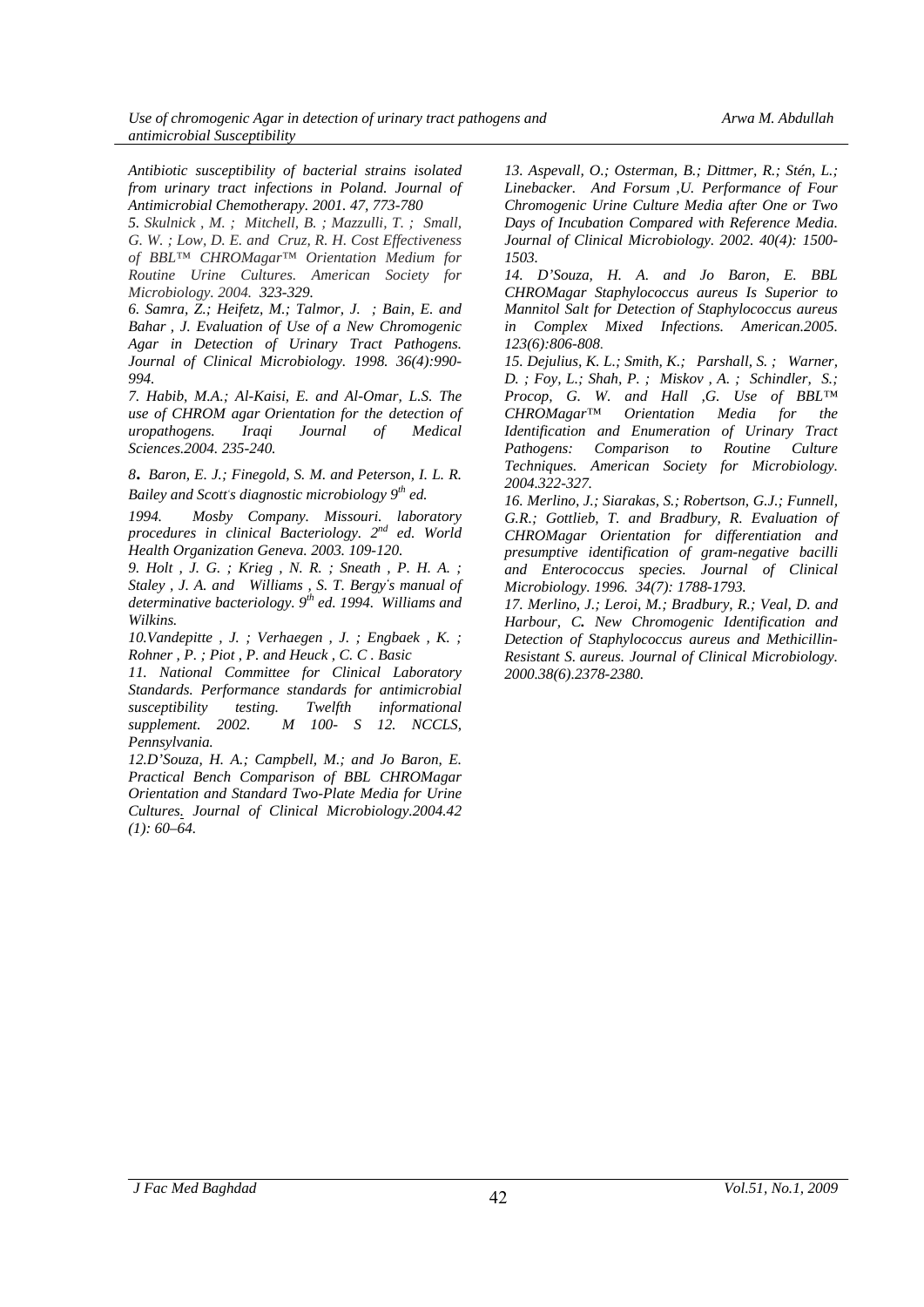*Antibiotic susceptibility of bacterial strains isolated from urinary tract infections in Poland. Journal of Antimicrobial Chemotherapy. 2001. 47, 773-780*

*5. Skulnick , M. ; Mitchell, B. ; Mazzulli, T. ; Small, G. W. ; Low, D. E. and Cruz, R. H. Cost Effectiveness of BBL™ CHROMagar™ Orientation Medium for Routine Urine Cultures. American Society for Microbiology. 2004. 323-329.*

*6. Samra, Z.; Heifetz, M.; Talmor, J. ; Bain, E. and Bahar , J. Evaluation of Use of a New Chromogenic Agar in Detection of Urinary Tract Pathogens. Journal of Clinical Microbiology. 1998. 36(4):990-994.*

*7. Habib, M.A.; Al-Kaisi, E. and Al-Omar, L.S. The use of CHROM agar Orientation for the detection of uropathogens. Iraqi Journal of Medical Sciences.2004. 235-240.*

*8. Baron, E. J.; Finegold, S. M. and Peterson, I. L. R. Bailey and Scott's diagnostic microbiology 9th ed.*

*1994. Mosby Company. Missouri. laboratory procedures in clinical Bacteriology. 2nd ed. World Health Organization Geneva. 2003. 109-120.*

*9. Holt , J. G. ; Krieg , N. R. ; Sneath , P. H. A. ; Staley , J. A. and Williams , S. T. Bergy's manual of determinative bacteriology. 9th ed. 1994. Williams and Wilkins.*

*10.Vandepitte , J. ; Verhaegen , J. ; Engbaek , K. ; Rohner , P. ; Piot , P. and Heuck , C. C . Basic*

*11. National Committee for Clinical Laboratory Standards. Performance standards for antimicrobial susceptibility testing. Twelfth informational supplement. 2002. M 100- S 12. NCCLS, Pennsylvania.*

*12.D'Souza, H. A.; Campbell, M.; and Jo Baron, E. Practical Bench Comparison of BBL CHROMagar Orientation and Standard Two-Plate Media for Urine Cultures. Journal of Clinical Microbiology.2004.42 (1): 60–64.*

*13. Aspevall, O.; Osterman, B.; Dittmer, R.; Stén, L.; Linebacker. And Forsum ,U. Performance of Four Chromogenic Urine Culture Media after One or Two Days of Incubation Compared with Reference Media. Journal of Clinical Microbiology. 2002. 40(4): 1500-1503.*

*14. D'Souza, H. A. and Jo Baron, E. BBL CHROMagar Staphylococcus aureus Is Superior to Mannitol Salt for Detection of Staphylococcus aureus in Complex Mixed Infections. American.2005. 123(6):806-808.*

*15. Dejulius, K. L.; Smith, K.; Parshall, S. ; Warner, D. ; Foy, L.; Shah, P. ; Miskov , A. ; Schindler, S.; Procop, G. W. and Hall ,G. Use of BBL™ CHROMagar™ Orientation Media for the Identification and Enumeration of Urinary Tract Pathogens: Comparison to Routine Culture Techniques. American Society for Microbiology. 2004.322-327.*

*16. Merlino, J.; Siarakas, S.; Robertson, G.J.; Funnell, G.R.; Gottlieb, T. and Bradbury, R. Evaluation of CHROMagar Orientation for differentiation and presumptive identification of gram-negative bacilli and Enterococcus species. Journal of Clinical Microbiology. 1996. 34(7): 1788-1793.*

*17. Merlino, J.; Leroi, M.; Bradbury, R.; Veal, D. and Harbour, C. New Chromogenic Identification and Detection of Staphylococcus aureus and Methicillin-Resistant S. aureus. Journal of Clinical Microbiology. 2000.38(6).2378-2380.*